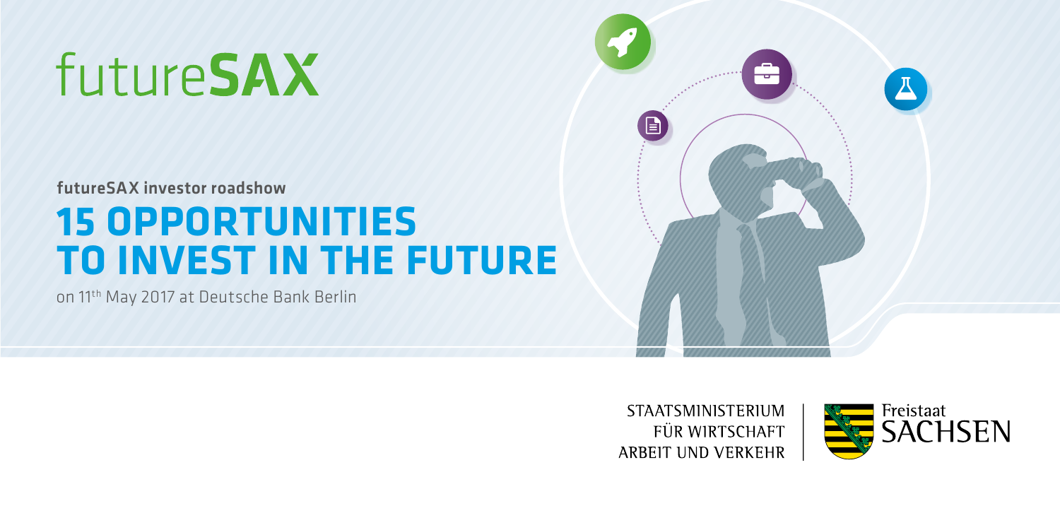# futureSAX

futureSAX investor roadshow

## 15 OPPORTUNITIES TO INVEST IN THE FUTURE

on 11th May 2017 at Deutsche Bank Berlin

STAATSMINISTERIUM
FÜR WIRTSCHAFT
ARBEIT UND VERKEHR

Freistaat
SACHSEN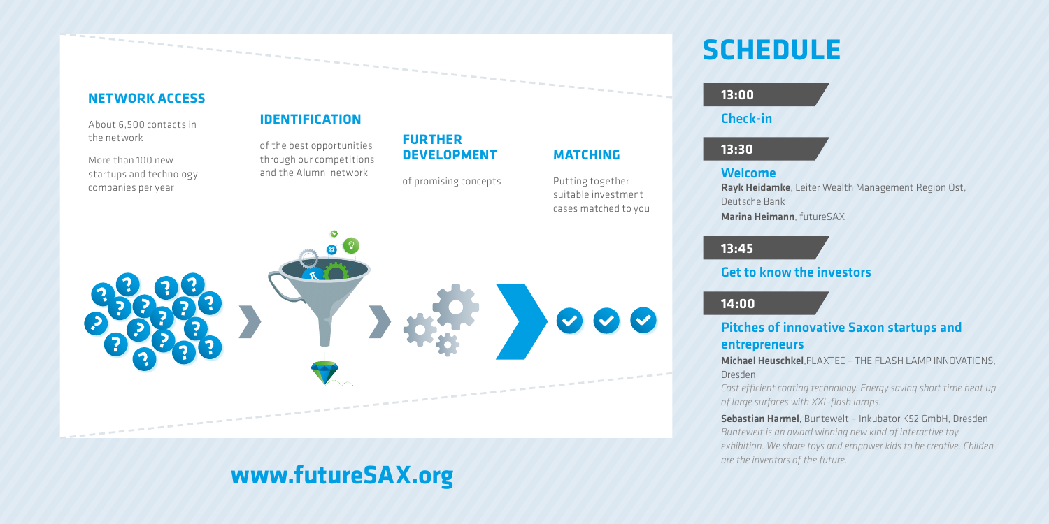## NETWORK ACCESS

About 6,500 contacts in the network

More than 100 new startups and technology companies per year

## IDENTIFICATION

of the best opportunities through our competitions and the Alumni network

## FURTHER DEVELOPMENT

of promising concepts

## MATCHING

Putting together suitable investment cases matched to you

## www.futureSAX.org

# SCHEDULE

### 13:00

**Check-in**

### 13:30

**Welcome**

**Rayk Heidamke**, Leiter Wealth Management Region Ost, Deutsche Bank

**Marina Heimann**, futureSAX

### 13:45

**Get to know the investors**

### 14:00

**Pitches of innovative Saxon startups and entrepreneurs**

**Michael Heuschkel**,FLAXTEC – THE FLASH LAMP INNOVATIONS, Dresden

*Cost efficient coating technology. Energy saving short time heat up of large surfaces with XXL-flash lamps.*

**Sebastian Harmel**, Buntewelt – Inkubator KS2 GmbH, Dresden

*Buntewelt is an award winning new kind of interactive toy exhibition. We share toys and empower kids to be creative. Childen are the inventors of the future.*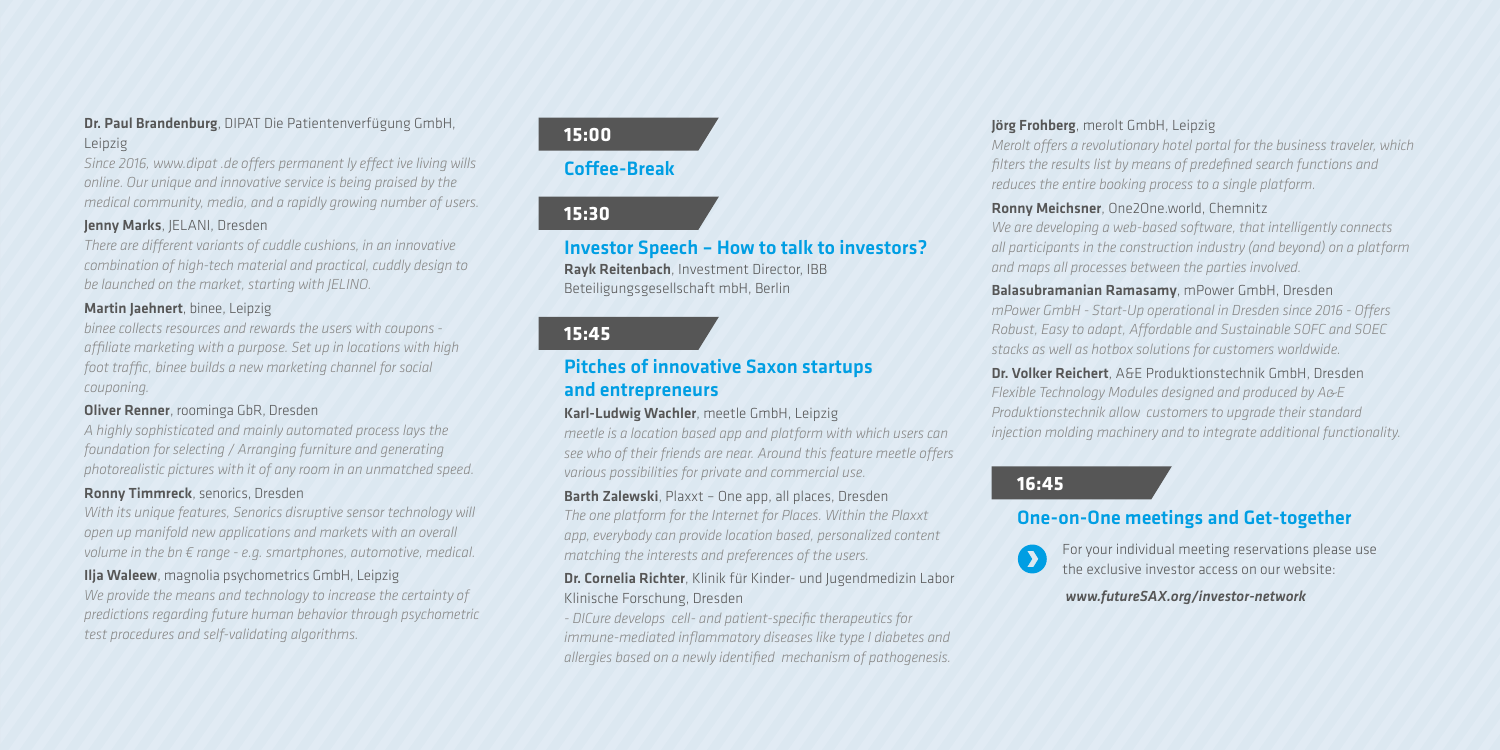**Dr. Paul Brandenburg**, DIPAT Die Patientenverfügung GmbH, Leipzig
*Since 2016, www.dipat .de offers permanent ly effect ive living wills online. Our unique and innovative service is being praised by the medical community, media, and a rapidly growing number of users.*

**Jenny Marks**, JELANI, Dresden
*There are different variants of cuddle cushions, in an innovative combination of high-tech material and practical, cuddly design to be launched on the market, starting with JELINO.*

**Martin Jaehnert**, binee, Leipzig
*binee collects resources and rewards the users with coupons - affiliate marketing with a purpose. Set up in locations with high foot traffic, binee builds a new marketing channel for social couponing.*

**Oliver Renner**, roominga GbR, Dresden
*A highly sophisticated and mainly automated process lays the foundation for selecting / Arranging furniture and generating photorealistic pictures with it of any room in an unmatched speed.*

**Ronny Timmreck**, senorics, Dresden
*With its unique features, Senorics disruptive sensor technology will open up manifold new applications and markets with an overall volume in the bn € range - e.g. smartphones, automotive, medical.*

**Ilja Waleew**, magnolia psychometrics GmbH, Leipzig
*We provide the means and technology to increase the certainty of predictions regarding future human behavior through psychometric test procedures and self-validating algorithms.*

**15:00**

## Coffee-Break

**15:30**

## Investor Speech – How to talk to investors?

**Rayk Reitenbach**, Investment Director, IBB Beteiligungsgesellschaft mbH, Berlin

**15:45**

## Pitches of innovative Saxon startups and entrepreneurs

**Karl-Ludwig Wachler**, meetle GmbH, Leipzig
*meetle is a location based app and platform with which users can see who of their friends are near. Around this feature meetle offers various possibilities for private and commercial use.*

**Barth Zalewski**, Plaxxt – One app, all places, Dresden
*The one platform for the Internet for Places. Within the Plaxxt app, everybody can provide location based, personalized content matching the interests and preferences of the users.*

**Dr. Cornelia Richter**, Klinik für Kinder- und Jugendmedizin Labor Klinische Forschung, Dresden
*- DICure develops cell- and patient-specific therapeutics for immune-mediated inflammatory diseases like type I diabetes and allergies based on a newly identified mechanism of pathogenesis.*

**Jörg Frohberg**, merolt GmbH, Leipzig
*Merolt offers a revolutionary hotel portal for the business traveler, which filters the results list by means of predefined search functions and reduces the entire booking process to a single platform.*

**Ronny Meichsner**, One2One.world, Chemnitz
*We are developing a web-based software, that intelligently connects all participants in the construction industry (and beyond) on a platform and maps all processes between the parties involved.*

**Balasubramanian Ramasamy**, mPower GmbH, Dresden
*mPower GmbH - Start-Up operational in Dresden since 2016 - Offers Robust, Easy to adapt, Affordable and Sustainable SOFC and SOEC stacks as well as hotbox solutions for customers worldwide.*

**Dr. Volker Reichert**, A&E Produktionstechnik GmbH, Dresden
*Flexible Technology Modules designed and produced by A&E Produktionstechnik allow customers to upgrade their standard injection molding machinery and to integrate additional functionality.*

**16:45**

## One-on-One meetings and Get-together

For your individual meeting reservations please use the exclusive investor access on our website:

***www.futureSAX.org/investor-network***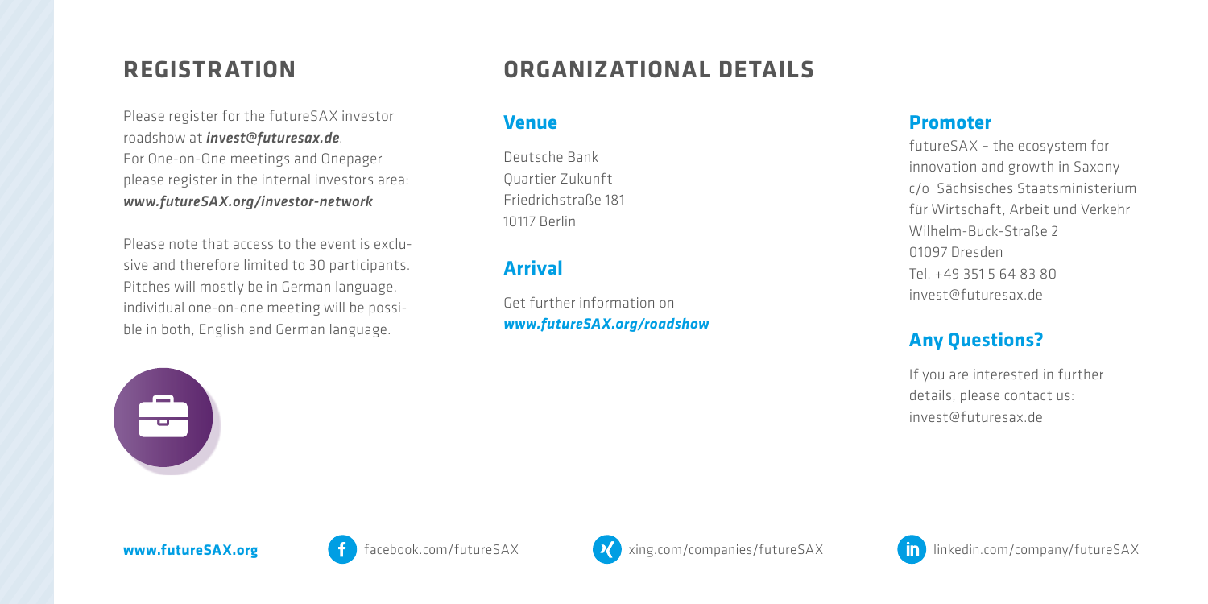## REGISTRATION

Please register for the futureSAX investor roadshow at ***invest@futuresax.de***.
For One-on-One meetings and Onepager please register in the internal investors area:
***www.futureSAX.org/investor-network***

Please note that access to the event is exclusive and therefore limited to 30 participants. Pitches will mostly be in German language, individual one-on-one meeting will be possible in both, English and German language.

## ORGANIZATIONAL DETAILS

### Venue

Deutsche Bank
Quartier Zukunft
Friedrichstraße 181
10117 Berlin

### Arrival

Get further information on
***www.futureSAX.org/roadshow***

### Promoter

futureSAX – the ecosystem for innovation and growth in Saxony
c/o Sächsisches Staatsministerium für Wirtschaft, Arbeit und Verkehr
Wilhelm-Buck-Straße 2
01097 Dresden
Tel. +49 351 5 64 83 80
invest@futuresax.de

### Any Questions?

If you are interested in further details, please contact us:
invest@futuresax.de

**www.futureSAX.org** facebook.com/futureSAX xing.com/companies/futureSAX linkedin.com/company/futureSAX